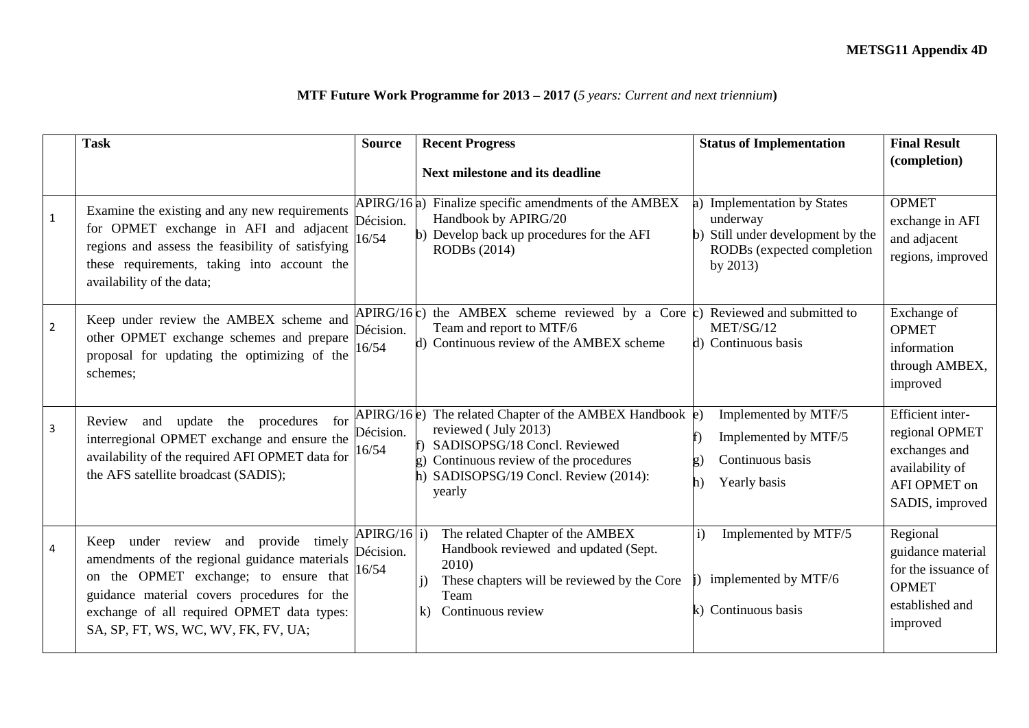**METSG11 Appendix 4D**

**MTF Future Work Programme for 2013 – 2017 (***5 years: Current and next triennium***)**

| | **Task** | **Source** | **Recent Progress**<br><br>**Next milestone and its deadline** | **Status of Implementation** | **Final Result (completion)** |
|---|---|---|---|---|---|
| 1 | Examine the existing and any new requirements for OPMET exchange in AFI and adjacent regions and assess the feasibility of satisfying these requirements, taking into account the availability of the data; | APIRG/16 Décision. 16/54 | a) Finalize specific amendments of the AMBEX Handbook by APIRG/20<br>b) Develop back up procedures for the AFI RODBs (2014) | a) Implementation by States underway<br>b) Still under development by the RODBs (expected completion by 2013) | OPMET exchange in AFI and adjacent regions, improved |
| 2 | Keep under review the AMBEX scheme and other OPMET exchange schemes and prepare proposal for updating the optimizing of the schemes; | APIRG/16 Décision. 16/54 | c) the AMBEX scheme reviewed by a Core Team and report to MTF/6<br>d) Continuous review of the AMBEX scheme | c) Reviewed and submitted to MET/SG/12<br>d) Continuous basis | Exchange of OPMET information through AMBEX, improved |
| 3 | Review and update the procedures for interregional OPMET exchange and ensure the availability of the required AFI OPMET data for the AFS satellite broadcast (SADIS); | APIRG/16 Décision. 16/54 | e) The related Chapter of the AMBEX Handbook reviewed ( July 2013)<br>f) SADISOPSG/18 Concl. Reviewed<br>g) Continuous review of the procedures<br>h) SADISOPSG/19 Concl. Review (2014): yearly | e) Implemented by MTF/5<br>f) Implemented by MTF/5<br>g) Continuous basis<br>h) Yearly basis | Efficient inter-regional OPMET exchanges and availability of AFI OPMET on SADIS, improved |
| 4 | Keep under review and provide timely amendments of the regional guidance materials on the OPMET exchange; to ensure that guidance material covers procedures for the exchange of all required OPMET data types: SA, SP, FT, WS, WC, WV, FK, FV, UA; | APIRG/16 Décision. 16/54 | i) The related Chapter of the AMBEX Handbook reviewed and updated (Sept. 2010)<br>j) These chapters will be reviewed by the Core Team<br>k) Continuous review | i) Implemented by MTF/5<br>j) implemented by MTF/6<br>k) Continuous basis | Regional guidance material for the issuance of OPMET established and improved |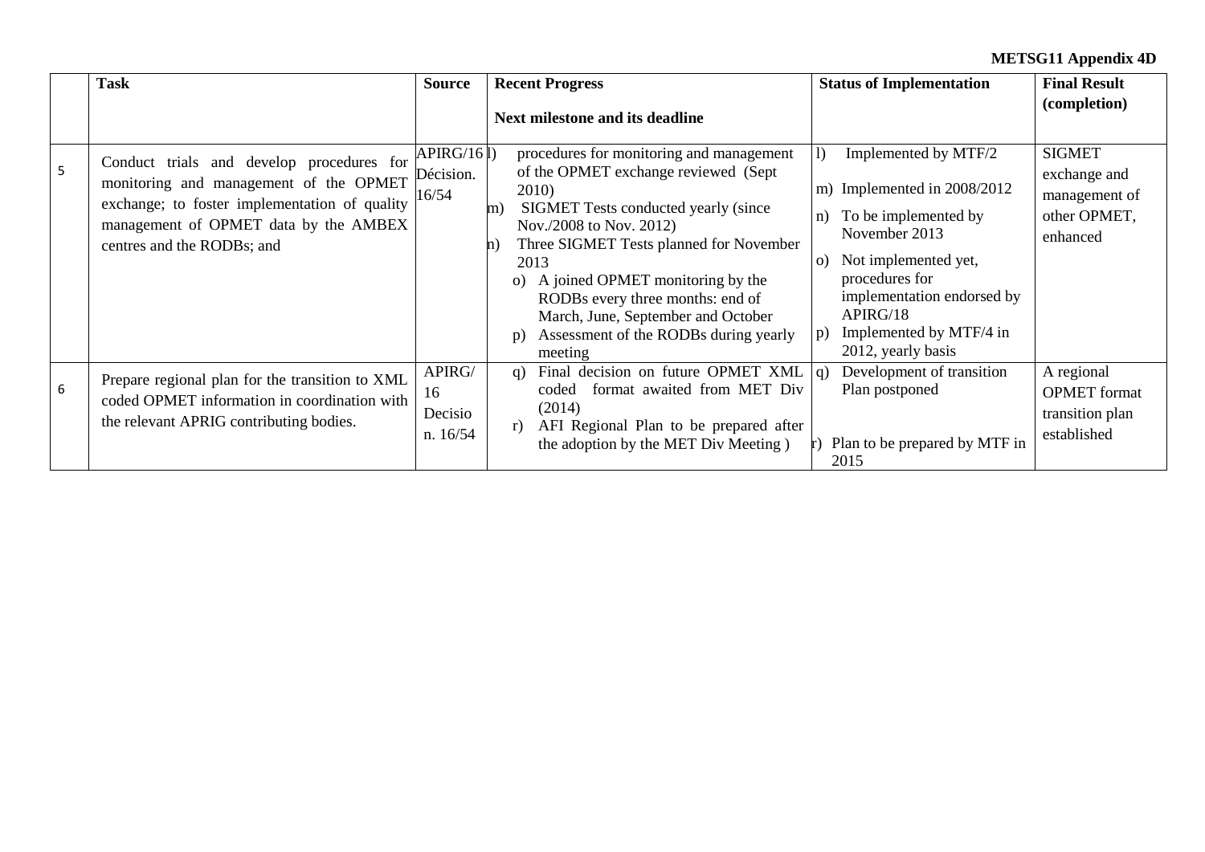**METSG11 Appendix 4D**

| | Task | Source | Recent Progress<br><br>Next milestone and its deadline | Status of Implementation | Final Result (completion) |
|---|---|---|---|---|---|
| 5 | Conduct trials and develop procedures for monitoring and management of the OPMET exchange; to foster implementation of quality management of OPMET data by the AMBEX centres and the RODBs; and | APIRG/16 Décision. 16/54 | l) procedures for monitoring and management of the OPMET exchange reviewed (Sept 2010)<br>m) SIGMET Tests conducted yearly (since Nov./2008 to Nov. 2012)<br>n) Three SIGMET Tests planned for November 2013<br>o) A joined OPMET monitoring by the RODBs every three months: end of March, June, September and October<br>p) Assessment of the RODBs during yearly meeting | l) Implemented by MTF/2<br>m) Implemented in 2008/2012<br>n) To be implemented by November 2013<br>o) Not implemented yet, procedures for implementation endorsed by APIRG/18<br>p) Implemented by MTF/4 in 2012, yearly basis | SIGMET exchange and management of other OPMET, enhanced |
| 6 | Prepare regional plan for the transition to XML coded OPMET information in coordination with the relevant APRIG contributing bodies. | APIRG/ 16 Decision. 16/54 | q) Final decision on future OPMET XML coded format awaited from MET Div (2014)<br>r) AFI Regional Plan to be prepared after the adoption by the MET Div Meeting ) | q) Development of transition Plan postponed<br>r) Plan to be prepared by MTF in 2015 | A regional OPMET format transition plan established |